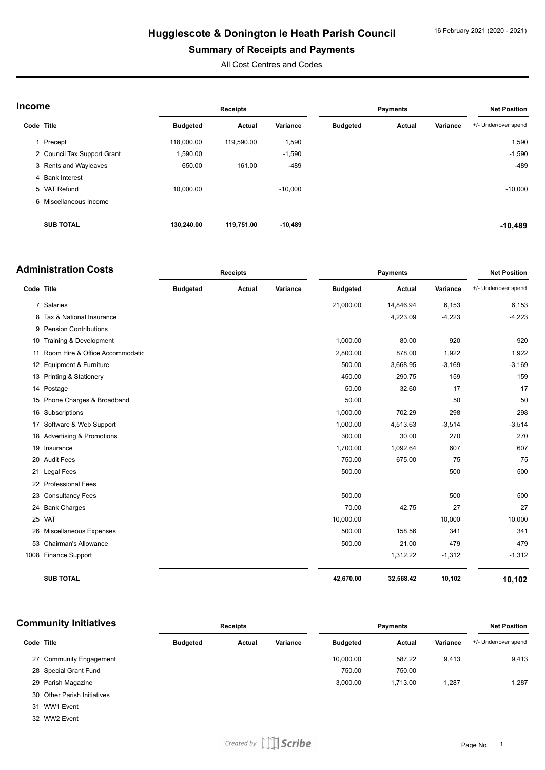# Hugglescote & Donington le Heath Parish Council

## Summary of Receipts and Payments

All Cost Centres and Codes

16 February 2021 (2020 - 2021)

### Income

| Code | Title | Receipts Budgeted | Receipts Actual | Receipts Variance | Payments Budgeted | Payments Actual | Payments Variance | Net Position +/- Under/over spend |
|---|---|---|---|---|---|---|---|---|
| 1 | Precept | 118,000.00 | 119,590.00 | 1,590 | | | | 1,590 |
| 2 | Council Tax Support Grant | 1,590.00 | | -1,590 | | | | -1,590 |
| 3 | Rents and Wayleaves | 650.00 | 161.00 | -489 | | | | -489 |
| 4 | Bank Interest | | | | | | | |
| 5 | VAT Refund | 10,000.00 | | -10,000 | | | | -10,000 |
| 6 | Miscellaneous Income | | | | | | | |
| | **SUB TOTAL** | **130,240.00** | **119,751.00** | **-10,489** | | | | **-10,489** |

### Administration Costs

| Code | Title | Receipts Budgeted | Receipts Actual | Receipts Variance | Payments Budgeted | Payments Actual | Payments Variance | Net Position +/- Under/over spend |
|---|---|---|---|---|---|---|---|---|
| 7 | Salaries | | | | 21,000.00 | 14,846.94 | 6,153 | 6,153 |
| 8 | Tax & National Insurance | | | | | 4,223.09 | -4,223 | -4,223 |
| 9 | Pension Contributions | | | | | | | |
| 10 | Training & Development | | | | 1,000.00 | 80.00 | 920 | 920 |
| 11 | Room Hire & Office Accommodatic | | | | 2,800.00 | 878.00 | 1,922 | 1,922 |
| 12 | Equipment & Furniture | | | | 500.00 | 3,668.95 | -3,169 | -3,169 |
| 13 | Printing & Stationery | | | | 450.00 | 290.75 | 159 | 159 |
| 14 | Postage | | | | 50.00 | 32.60 | 17 | 17 |
| 15 | Phone Charges & Broadband | | | | 50.00 | | 50 | 50 |
| 16 | Subscriptions | | | | 1,000.00 | 702.29 | 298 | 298 |
| 17 | Software & Web Support | | | | 1,000.00 | 4,513.63 | -3,514 | -3,514 |
| 18 | Advertising & Promotions | | | | 300.00 | 30.00 | 270 | 270 |
| 19 | Insurance | | | | 1,700.00 | 1,092.64 | 607 | 607 |
| 20 | Audit Fees | | | | 750.00 | 675.00 | 75 | 75 |
| 21 | Legal Fees | | | | 500.00 | | 500 | 500 |
| 22 | Professional Fees | | | | | | | |
| 23 | Consultancy Fees | | | | 500.00 | | 500 | 500 |
| 24 | Bank Charges | | | | 70.00 | 42.75 | 27 | 27 |
| 25 | VAT | | | | 10,000.00 | | 10,000 | 10,000 |
| 26 | Miscellaneous Expenses | | | | 500.00 | 158.56 | 341 | 341 |
| 53 | Chairman's Allowance | | | | 500.00 | 21.00 | 479 | 479 |
| 1008 | Finance Support | | | | | 1,312.22 | -1,312 | -1,312 |
| | **SUB TOTAL** | | | | **42,670.00** | **32,568.42** | **10,102** | **10,102** |

### Community Initiatives

| Code | Title | Receipts Budgeted | Receipts Actual | Receipts Variance | Payments Budgeted | Payments Actual | Payments Variance | Net Position +/- Under/over spend |
|---|---|---|---|---|---|---|---|---|
| 27 | Community Engagement | | | | 10,000.00 | 587.22 | 9,413 | 9,413 |
| 28 | Special Grant Fund | | | | 750.00 | 750.00 | | |
| 29 | Parish Magazine | | | | 3,000.00 | 1,713.00 | 1,287 | 1,287 |
| 30 | Other Parish Initiatives | | | | | | | |
| 31 | WW1 Event | | | | | | | |
| 32 | WW2 Event | | | | | | | |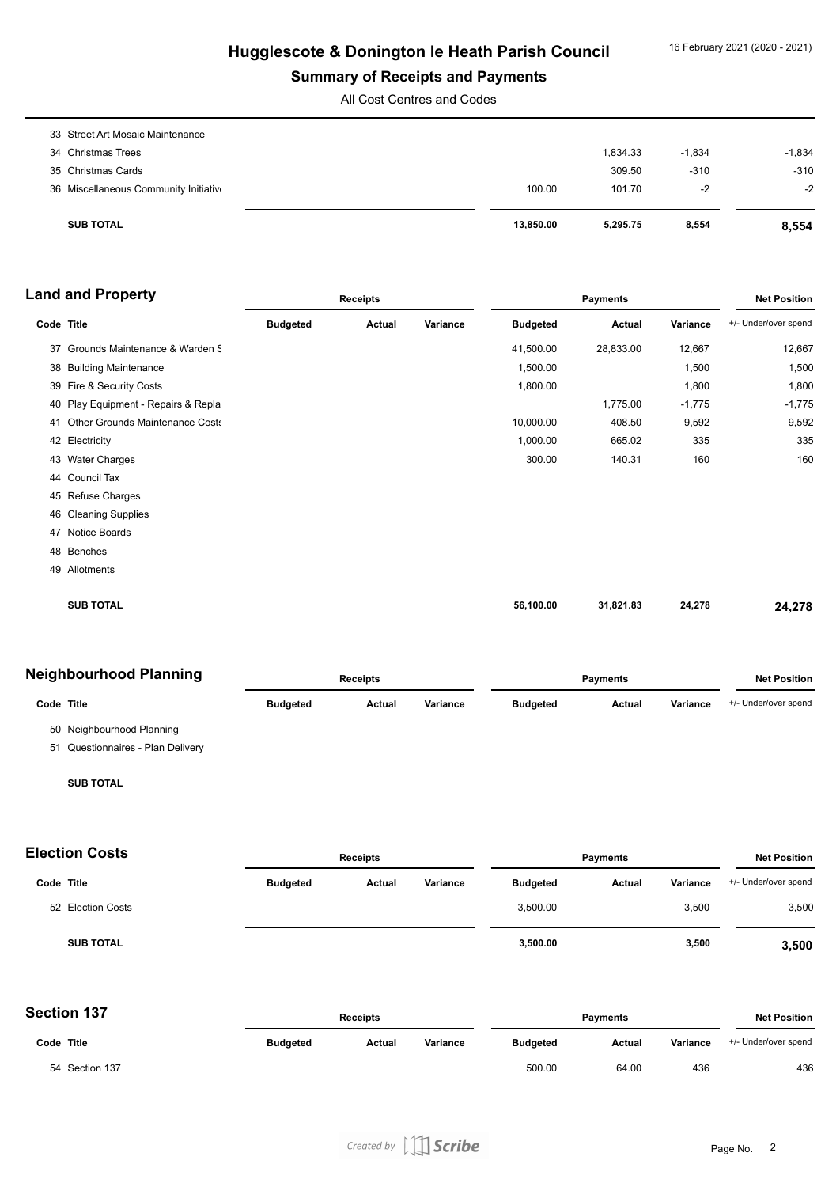| Code | Title | Receipts Budgeted | Receipts Actual | Receipts Variance | Payments Budgeted | Payments Actual | Payments Variance | Net Position +/- Under/over spend |
|---|---|---|---|---|---|---|---|---|
| 33 | Street Art Mosaic Maintenance | | | | | | | |
| 34 | Christmas Trees | | | | | 1,834.33 | -1,834 | -1,834 |
| 35 | Christmas Cards | | | | | 309.50 | -310 | -310 |
| 36 | Miscellaneous Community Initiative | | | | 100.00 | 101.70 | -2 | -2 |
| | **SUB TOTAL** | | | | **13,850.00** | **5,295.75** | **8,554** | **8,554** |

## Land and Property

| | | Receipts | | | Payments | | | Net Position |
|---|---|---|---|---|---|---|---|---|
| **Code** | **Title** | **Budgeted** | **Actual** | **Variance** | **Budgeted** | **Actual** | **Variance** | +/- Under/over spend |
| 37 | Grounds Maintenance & Warden S | | | | 41,500.00 | 28,833.00 | 12,667 | 12,667 |
| 38 | Building Maintenance | | | | 1,500.00 | | 1,500 | 1,500 |
| 39 | Fire & Security Costs | | | | 1,800.00 | | 1,800 | 1,800 |
| 40 | Play Equipment - Repairs & Repla | | | | | 1,775.00 | -1,775 | -1,775 |
| 41 | Other Grounds Maintenance Costs | | | | 10,000.00 | 408.50 | 9,592 | 9,592 |
| 42 | Electricity | | | | 1,000.00 | 665.02 | 335 | 335 |
| 43 | Water Charges | | | | 300.00 | 140.31 | 160 | 160 |
| 44 | Council Tax | | | | | | | |
| 45 | Refuse Charges | | | | | | | |
| 46 | Cleaning Supplies | | | | | | | |
| 47 | Notice Boards | | | | | | | |
| 48 | Benches | | | | | | | |
| 49 | Allotments | | | | | | | |
| | **SUB TOTAL** | | | | **56,100.00** | **31,821.83** | **24,278** | **24,278** |

## Neighbourhood Planning

| | | Receipts | | | Payments | | | Net Position |
|---|---|---|---|---|---|---|---|---|
| **Code** | **Title** | **Budgeted** | **Actual** | **Variance** | **Budgeted** | **Actual** | **Variance** | +/- Under/over spend |
| 50 | Neighbourhood Planning | | | | | | | |
| 51 | Questionnaires - Plan Delivery | | | | | | | |
| | **SUB TOTAL** | | | | | | | |

## Election Costs

| | | Receipts | | | Payments | | | Net Position |
|---|---|---|---|---|---|---|---|---|
| **Code** | **Title** | **Budgeted** | **Actual** | **Variance** | **Budgeted** | **Actual** | **Variance** | +/- Under/over spend |
| 52 | Election Costs | | | | 3,500.00 | | 3,500 | 3,500 |
| | **SUB TOTAL** | | | | **3,500.00** | | **3,500** | **3,500** |

## Section 137

| | | Receipts | | | Payments | | | Net Position |
|---|---|---|---|---|---|---|---|---|
| **Code** | **Title** | **Budgeted** | **Actual** | **Variance** | **Budgeted** | **Actual** | **Variance** | +/- Under/over spend |
| 54 | Section 137 | | | | 500.00 | 64.00 | 436 | 436 |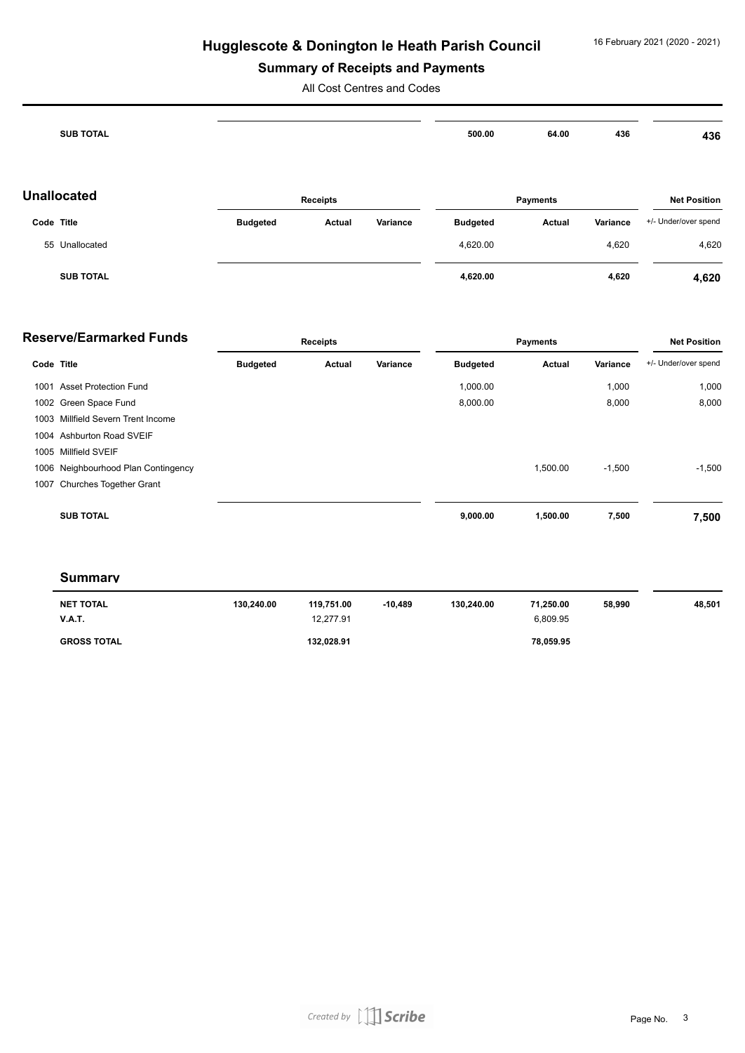# Hugglescote & Donington le Heath Parish Council

## Summary of Receipts and Payments

All Cost Centres and Codes

16 February 2021 (2020 - 2021)

| | | | | | | | | |
|---|---|---|---|---|---|---|---|---|
| | **SUB TOTAL** | | | | **500.00** | **64.00** | **436** | **436** |

## Unallocated

| | | Receipts | | | Payments | | | Net Position |
|---|---|---|---|---|---|---|---|---|
| **Code** | **Title** | **Budgeted** | **Actual** | **Variance** | **Budgeted** | **Actual** | **Variance** | +/- Under/over spend |
| 55 | Unallocated | | | | 4,620.00 | | 4,620 | 4,620 |
| | **SUB TOTAL** | | | | **4,620.00** | | **4,620** | **4,620** |

## Reserve/Earmarked Funds

| | | Receipts | | | Payments | | | Net Position |
|---|---|---|---|---|---|---|---|---|
| **Code** | **Title** | **Budgeted** | **Actual** | **Variance** | **Budgeted** | **Actual** | **Variance** | +/- Under/over spend |
| 1001 | Asset Protection Fund | | | | 1,000.00 | | 1,000 | 1,000 |
| 1002 | Green Space Fund | | | | 8,000.00 | | 8,000 | 8,000 |
| 1003 | Millfield Severn Trent Income | | | | | | | |
| 1004 | Ashburton Road SVEIF | | | | | | | |
| 1005 | Millfield SVEIF | | | | | | | |
| 1006 | Neighbourhood Plan Contingency | | | | | 1,500.00 | -1,500 | -1,500 |
| 1007 | Churches Together Grant | | | | | | | |
| | **SUB TOTAL** | | | | **9,000.00** | **1,500.00** | **7,500** | **7,500** |

## Summary

| | | | | | | | |
|---|---|---|---|---|---|---|---|
| **NET TOTAL** | **130,240.00** | **119,751.00** | **-10,489** | **130,240.00** | **71,250.00** | **58,990** | **48,501** |
| **V.A.T.** | | 12,277.91 | | | 6,809.95 | | |
| **GROSS TOTAL** | | **132,028.91** | | | **78,059.95** | | |

Created by Scribe